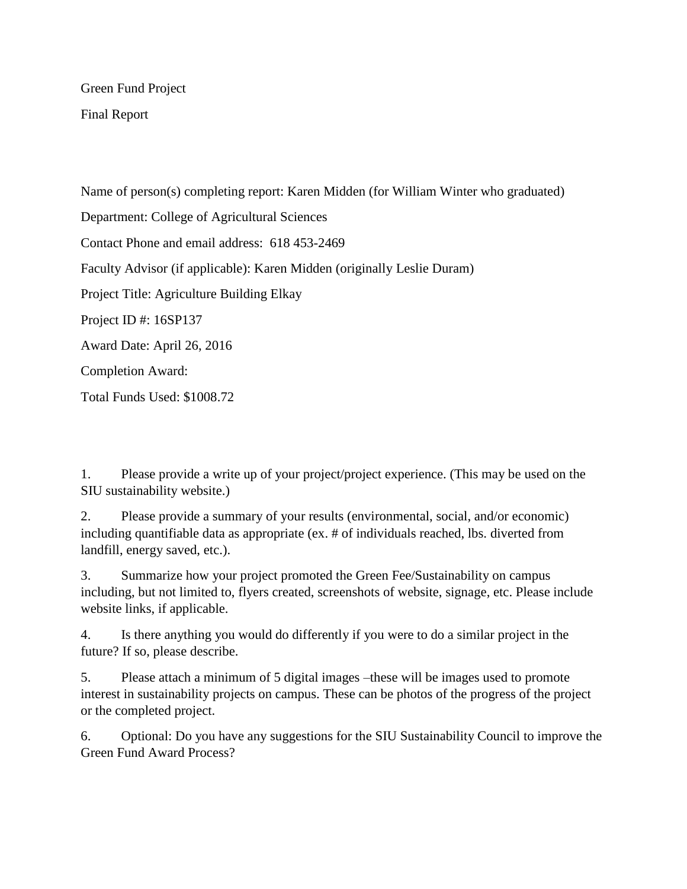Green Fund Project

Final Report

Name of person(s) completing report: Karen Midden (for William Winter who graduated)

Department: College of Agricultural Sciences

Contact Phone and email address: 618 453-2469

Faculty Advisor (if applicable): Karen Midden (originally Leslie Duram)

Project Title: Agriculture Building Elkay

Project ID #: 16SP137

Award Date: April 26, 2016

Completion Award:

Total Funds Used: $1008.72

1. Please provide a write up of your project/project experience. (This may be used on the SIU sustainability website.)

2. Please provide a summary of your results (environmental, social, and/or economic) including quantifiable data as appropriate (ex. # of individuals reached, lbs. diverted from landfill, energy saved, etc.).

3. Summarize how your project promoted the Green Fee/Sustainability on campus including, but not limited to, flyers created, screenshots of website, signage, etc. Please include website links, if applicable.

4. Is there anything you would do differently if you were to do a similar project in the future? If so, please describe.

5. Please attach a minimum of 5 digital images –these will be images used to promote interest in sustainability projects on campus. These can be photos of the progress of the project or the completed project.

6. Optional: Do you have any suggestions for the SIU Sustainability Council to improve the Green Fund Award Process?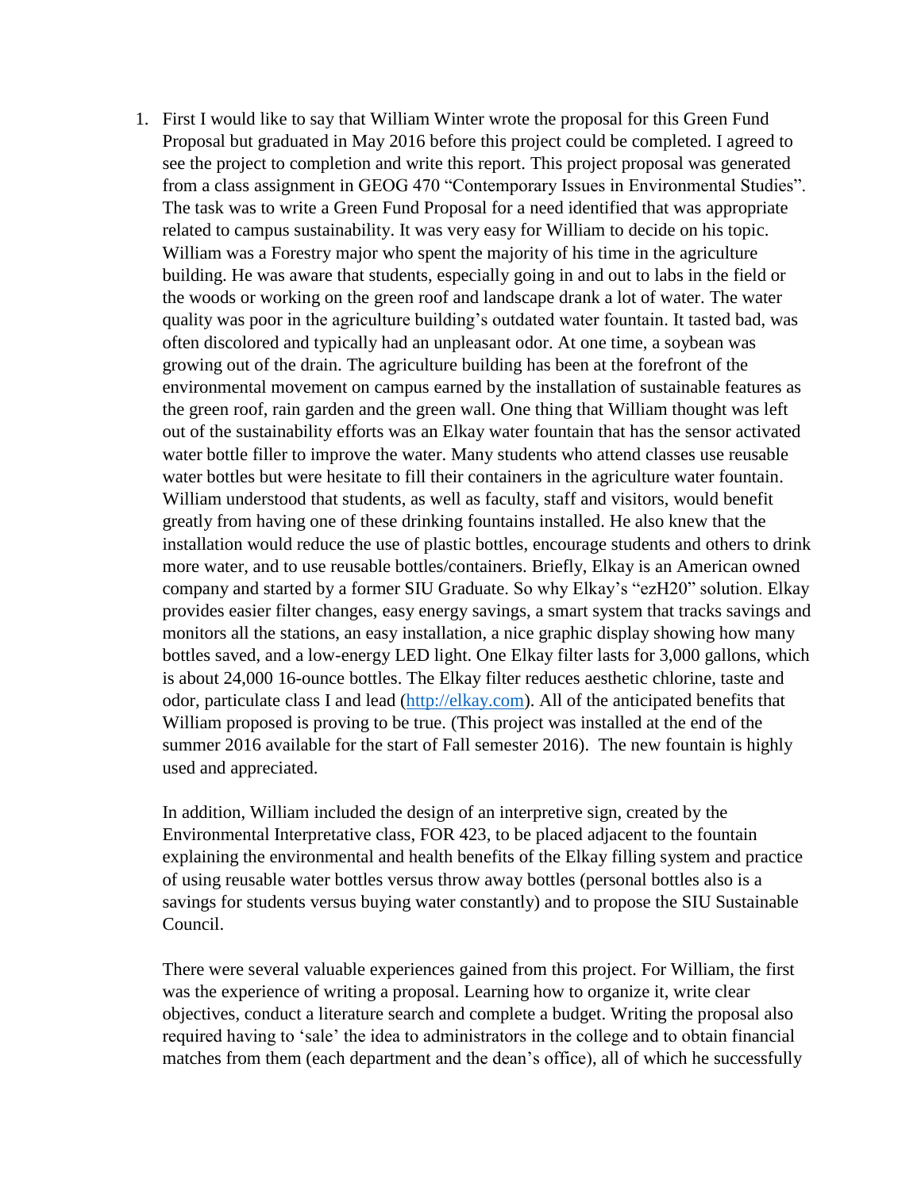1. First I would like to say that William Winter wrote the proposal for this Green Fund Proposal but graduated in May 2016 before this project could be completed. I agreed to see the project to completion and write this report. This project proposal was generated from a class assignment in GEOG 470 "Contemporary Issues in Environmental Studies". The task was to write a Green Fund Proposal for a need identified that was appropriate related to campus sustainability. It was very easy for William to decide on his topic. William was a Forestry major who spent the majority of his time in the agriculture building. He was aware that students, especially going in and out to labs in the field or the woods or working on the green roof and landscape drank a lot of water. The water quality was poor in the agriculture building's outdated water fountain. It tasted bad, was often discolored and typically had an unpleasant odor. At one time, a soybean was growing out of the drain. The agriculture building has been at the forefront of the environmental movement on campus earned by the installation of sustainable features as the green roof, rain garden and the green wall. One thing that William thought was left out of the sustainability efforts was an Elkay water fountain that has the sensor activated water bottle filler to improve the water. Many students who attend classes use reusable water bottles but were hesitate to fill their containers in the agriculture water fountain. William understood that students, as well as faculty, staff and visitors, would benefit greatly from having one of these drinking fountains installed. He also knew that the installation would reduce the use of plastic bottles, encourage students and others to drink more water, and to use reusable bottles/containers. Briefly, Elkay is an American owned company and started by a former SIU Graduate. So why Elkay's "ezH20" solution. Elkay provides easier filter changes, easy energy savings, a smart system that tracks savings and monitors all the stations, an easy installation, a nice graphic display showing how many bottles saved, and a low-energy LED light. One Elkay filter lasts for 3,000 gallons, which is about 24,000 16-ounce bottles. The Elkay filter reduces aesthetic chlorine, taste and odor, particulate class I and lead ([http://elkay.com](http://elkay.com)). All of the anticipated benefits that William proposed is proving to be true. (This project was installed at the end of the summer 2016 available for the start of Fall semester 2016). The new fountain is highly used and appreciated.

   In addition, William included the design of an interpretive sign, created by the Environmental Interpretative class, FOR 423, to be placed adjacent to the fountain explaining the environmental and health benefits of the Elkay filling system and practice of using reusable water bottles versus throw away bottles (personal bottles also is a savings for students versus buying water constantly) and to propose the SIU Sustainable Council.

   There were several valuable experiences gained from this project. For William, the first was the experience of writing a proposal. Learning how to organize it, write clear objectives, conduct a literature search and complete a budget. Writing the proposal also required having to 'sale' the idea to administrators in the college and to obtain financial matches from them (each department and the dean's office), all of which he successfully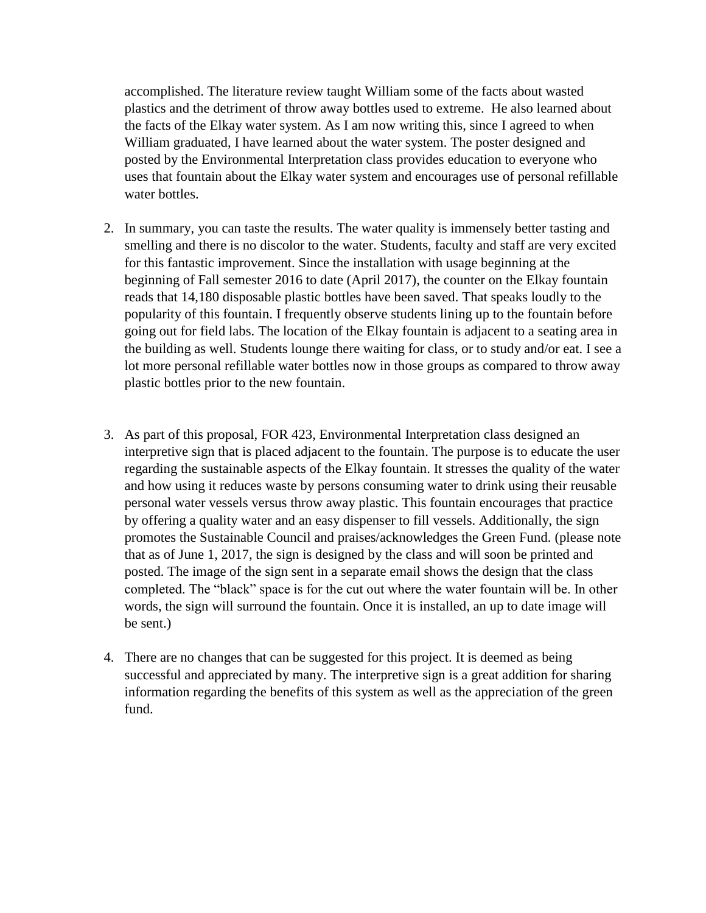accomplished. The literature review taught William some of the facts about wasted plastics and the detriment of throw away bottles used to extreme. He also learned about the facts of the Elkay water system. As I am now writing this, since I agreed to when William graduated, I have learned about the water system. The poster designed and posted by the Environmental Interpretation class provides education to everyone who uses that fountain about the Elkay water system and encourages use of personal refillable water bottles.

2. In summary, you can taste the results. The water quality is immensely better tasting and smelling and there is no discolor to the water. Students, faculty and staff are very excited for this fantastic improvement. Since the installation with usage beginning at the beginning of Fall semester 2016 to date (April 2017), the counter on the Elkay fountain reads that 14,180 disposable plastic bottles have been saved. That speaks loudly to the popularity of this fountain. I frequently observe students lining up to the fountain before going out for field labs. The location of the Elkay fountain is adjacent to a seating area in the building as well. Students lounge there waiting for class, or to study and/or eat. I see a lot more personal refillable water bottles now in those groups as compared to throw away plastic bottles prior to the new fountain.

3. As part of this proposal, FOR 423, Environmental Interpretation class designed an interpretive sign that is placed adjacent to the fountain. The purpose is to educate the user regarding the sustainable aspects of the Elkay fountain. It stresses the quality of the water and how using it reduces waste by persons consuming water to drink using their reusable personal water vessels versus throw away plastic. This fountain encourages that practice by offering a quality water and an easy dispenser to fill vessels. Additionally, the sign promotes the Sustainable Council and praises/acknowledges the Green Fund. (please note that as of June 1, 2017, the sign is designed by the class and will soon be printed and posted. The image of the sign sent in a separate email shows the design that the class completed. The "black" space is for the cut out where the water fountain will be. In other words, the sign will surround the fountain. Once it is installed, an up to date image will be sent.)

4. There are no changes that can be suggested for this project. It is deemed as being successful and appreciated by many. The interpretive sign is a great addition for sharing information regarding the benefits of this system as well as the appreciation of the green fund.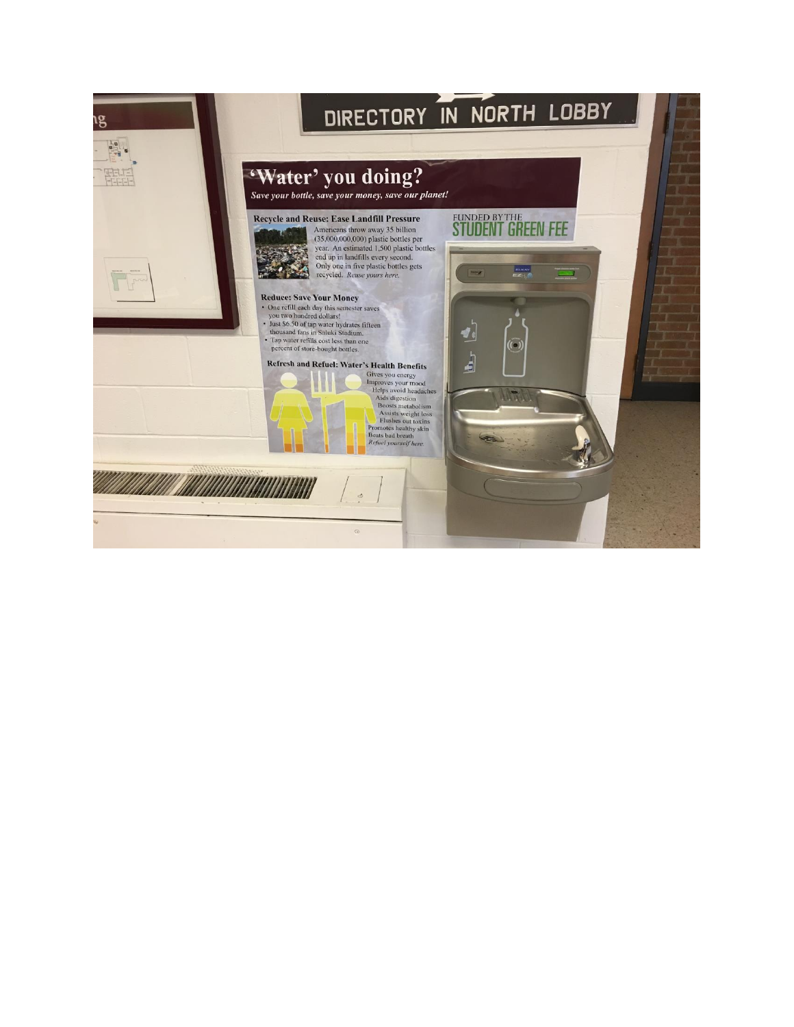DIRECTORY IN NORTH LOBBY

# 'Water' you doing?

*Save your bottle, save your money, save our planet!*

FUNDED BY THE
STUDENT GREEN FEE

## Recycle and Reuse: Ease Landfill Pressure

Americans throw away 35 billion (35,000,000,000) plastic bottles per year. An estimated 1,500 plastic bottles end up in landfills every second. Only one in five plastic bottles gets recycled. *Reuse yours here.*

## Reduce: Save Your Money

- One refill each day this semester saves you two hundred dollars!
- Just $6.50 of tap water hydrates fifteen thousand fans in Saluki Stadium.
- Tap water refills cost less than one percent of store-bought bottles.

## Refresh and Refuel: Water's Health Benefits

Gives you energy
Improves your mood
Helps avoid headaches
Aids digestion
Boosts metabolism
Assists weight loss
Flushes out toxins
Promotes healthy skin
Beats bad breath
*Refuel yourself here.*